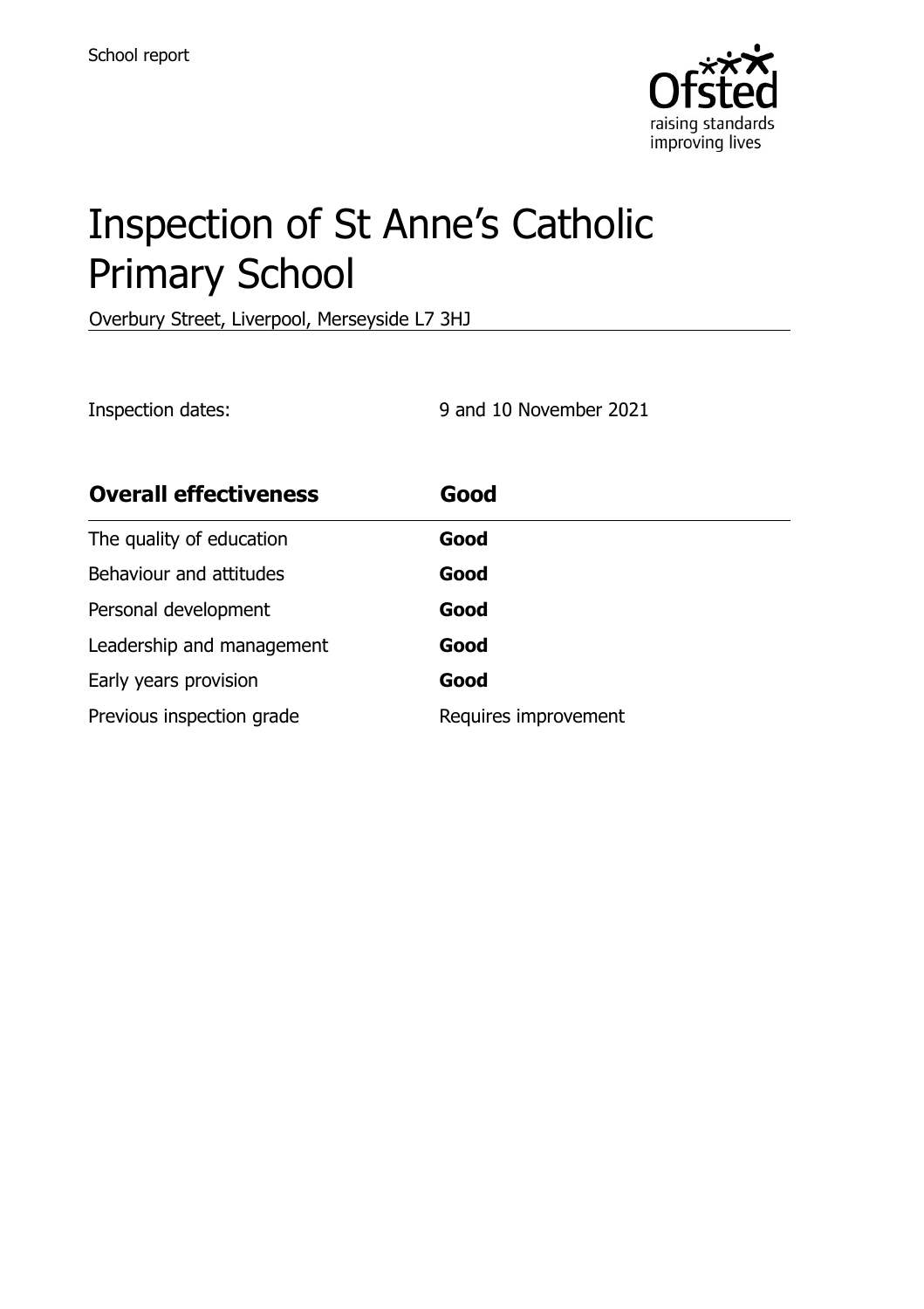School report

# Inspection of St Anne's Catholic Primary School

Overbury Street, Liverpool, Merseyside L7 3HJ

Inspection dates: 9 and 10 November 2021

| **Overall effectiveness** | **Good** |
|---|---|
| The quality of education | **Good** |
| Behaviour and attitudes | **Good** |
| Personal development | **Good** |
| Leadership and management | **Good** |
| Early years provision | **Good** |
| Previous inspection grade | Requires improvement |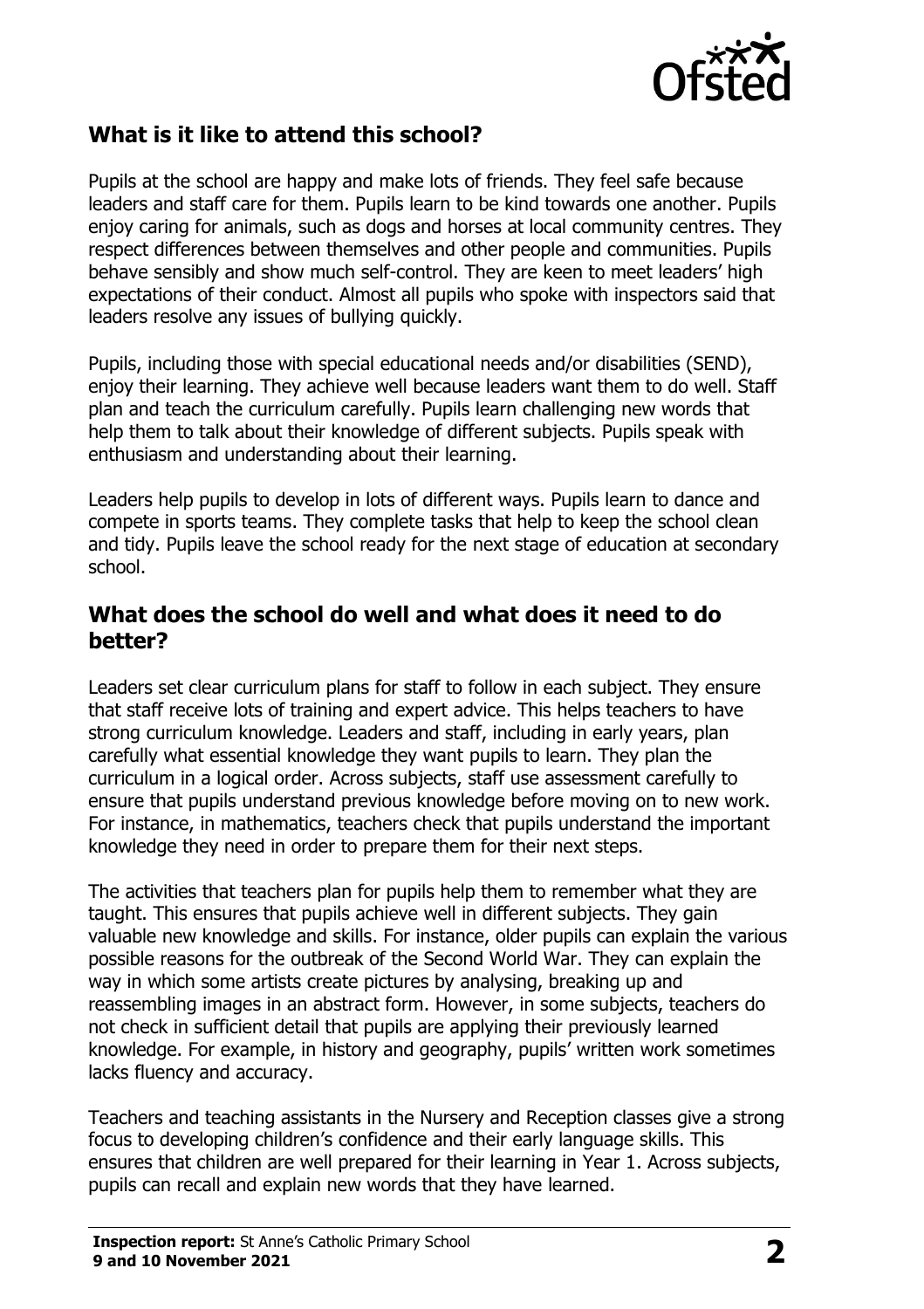## What is it like to attend this school?

Pupils at the school are happy and make lots of friends. They feel safe because leaders and staff care for them. Pupils learn to be kind towards one another. Pupils enjoy caring for animals, such as dogs and horses at local community centres. They respect differences between themselves and other people and communities. Pupils behave sensibly and show much self-control. They are keen to meet leaders' high expectations of their conduct. Almost all pupils who spoke with inspectors said that leaders resolve any issues of bullying quickly.

Pupils, including those with special educational needs and/or disabilities (SEND), enjoy their learning. They achieve well because leaders want them to do well. Staff plan and teach the curriculum carefully. Pupils learn challenging new words that help them to talk about their knowledge of different subjects. Pupils speak with enthusiasm and understanding about their learning.

Leaders help pupils to develop in lots of different ways. Pupils learn to dance and compete in sports teams. They complete tasks that help to keep the school clean and tidy. Pupils leave the school ready for the next stage of education at secondary school.

## What does the school do well and what does it need to do better?

Leaders set clear curriculum plans for staff to follow in each subject. They ensure that staff receive lots of training and expert advice. This helps teachers to have strong curriculum knowledge. Leaders and staff, including in early years, plan carefully what essential knowledge they want pupils to learn. They plan the curriculum in a logical order. Across subjects, staff use assessment carefully to ensure that pupils understand previous knowledge before moving on to new work. For instance, in mathematics, teachers check that pupils understand the important knowledge they need in order to prepare them for their next steps.

The activities that teachers plan for pupils help them to remember what they are taught. This ensures that pupils achieve well in different subjects. They gain valuable new knowledge and skills. For instance, older pupils can explain the various possible reasons for the outbreak of the Second World War. They can explain the way in which some artists create pictures by analysing, breaking up and reassembling images in an abstract form. However, in some subjects, teachers do not check in sufficient detail that pupils are applying their previously learned knowledge. For example, in history and geography, pupils' written work sometimes lacks fluency and accuracy.

Teachers and teaching assistants in the Nursery and Reception classes give a strong focus to developing children's confidence and their early language skills. This ensures that children are well prepared for their learning in Year 1. Across subjects, pupils can recall and explain new words that they have learned.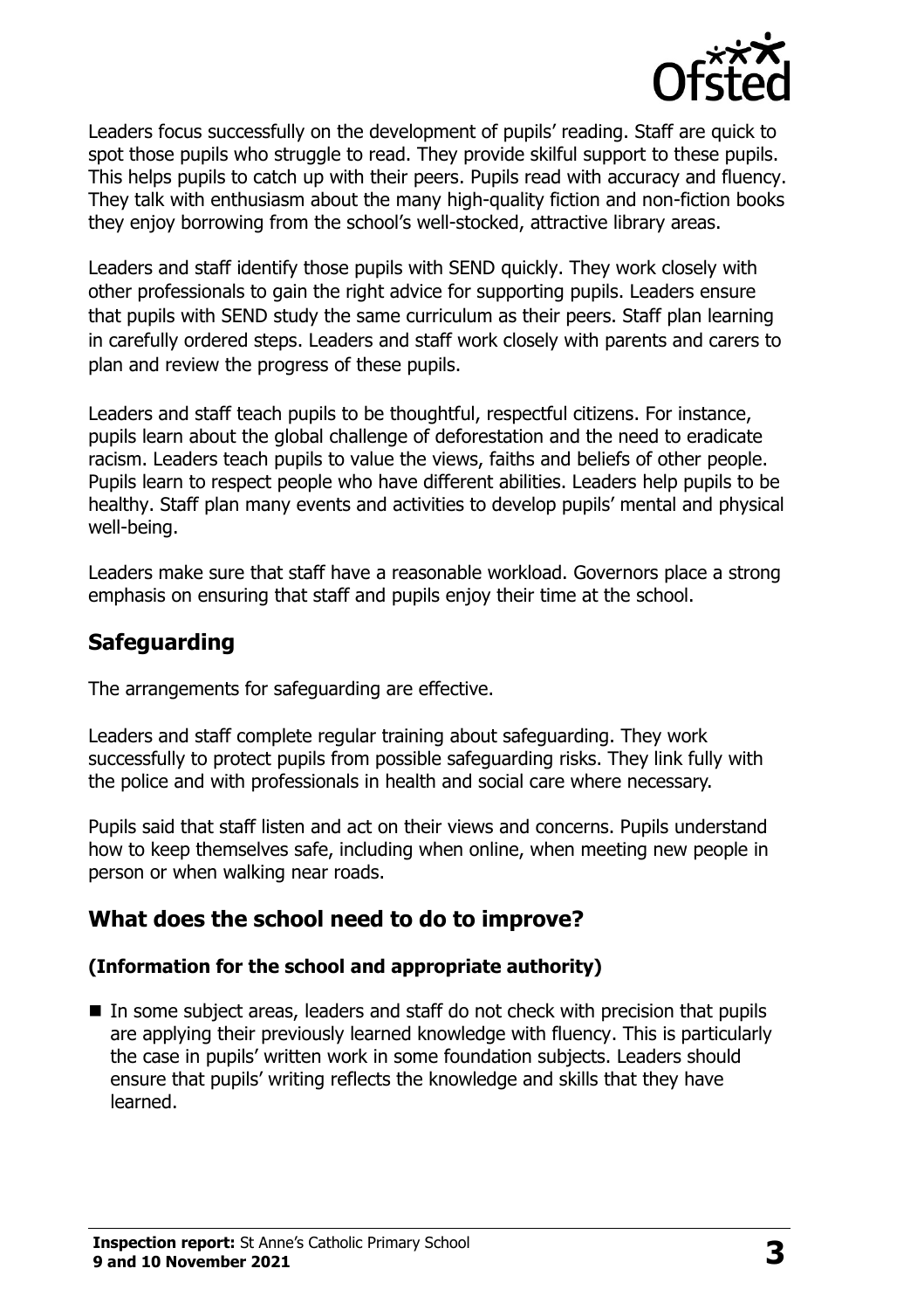Leaders focus successfully on the development of pupils' reading. Staff are quick to spot those pupils who struggle to read. They provide skilful support to these pupils. This helps pupils to catch up with their peers. Pupils read with accuracy and fluency. They talk with enthusiasm about the many high-quality fiction and non-fiction books they enjoy borrowing from the school's well-stocked, attractive library areas.

Leaders and staff identify those pupils with SEND quickly. They work closely with other professionals to gain the right advice for supporting pupils. Leaders ensure that pupils with SEND study the same curriculum as their peers. Staff plan learning in carefully ordered steps. Leaders and staff work closely with parents and carers to plan and review the progress of these pupils.

Leaders and staff teach pupils to be thoughtful, respectful citizens. For instance, pupils learn about the global challenge of deforestation and the need to eradicate racism. Leaders teach pupils to value the views, faiths and beliefs of other people. Pupils learn to respect people who have different abilities. Leaders help pupils to be healthy. Staff plan many events and activities to develop pupils' mental and physical well-being.

Leaders make sure that staff have a reasonable workload. Governors place a strong emphasis on ensuring that staff and pupils enjoy their time at the school.

## Safeguarding

The arrangements for safeguarding are effective.

Leaders and staff complete regular training about safeguarding. They work successfully to protect pupils from possible safeguarding risks. They link fully with the police and with professionals in health and social care where necessary.

Pupils said that staff listen and act on their views and concerns. Pupils understand how to keep themselves safe, including when online, when meeting new people in person or when walking near roads.

## What does the school need to do to improve?

### (Information for the school and appropriate authority)

- In some subject areas, leaders and staff do not check with precision that pupils are applying their previously learned knowledge with fluency. This is particularly the case in pupils' written work in some foundation subjects. Leaders should ensure that pupils' writing reflects the knowledge and skills that they have learned.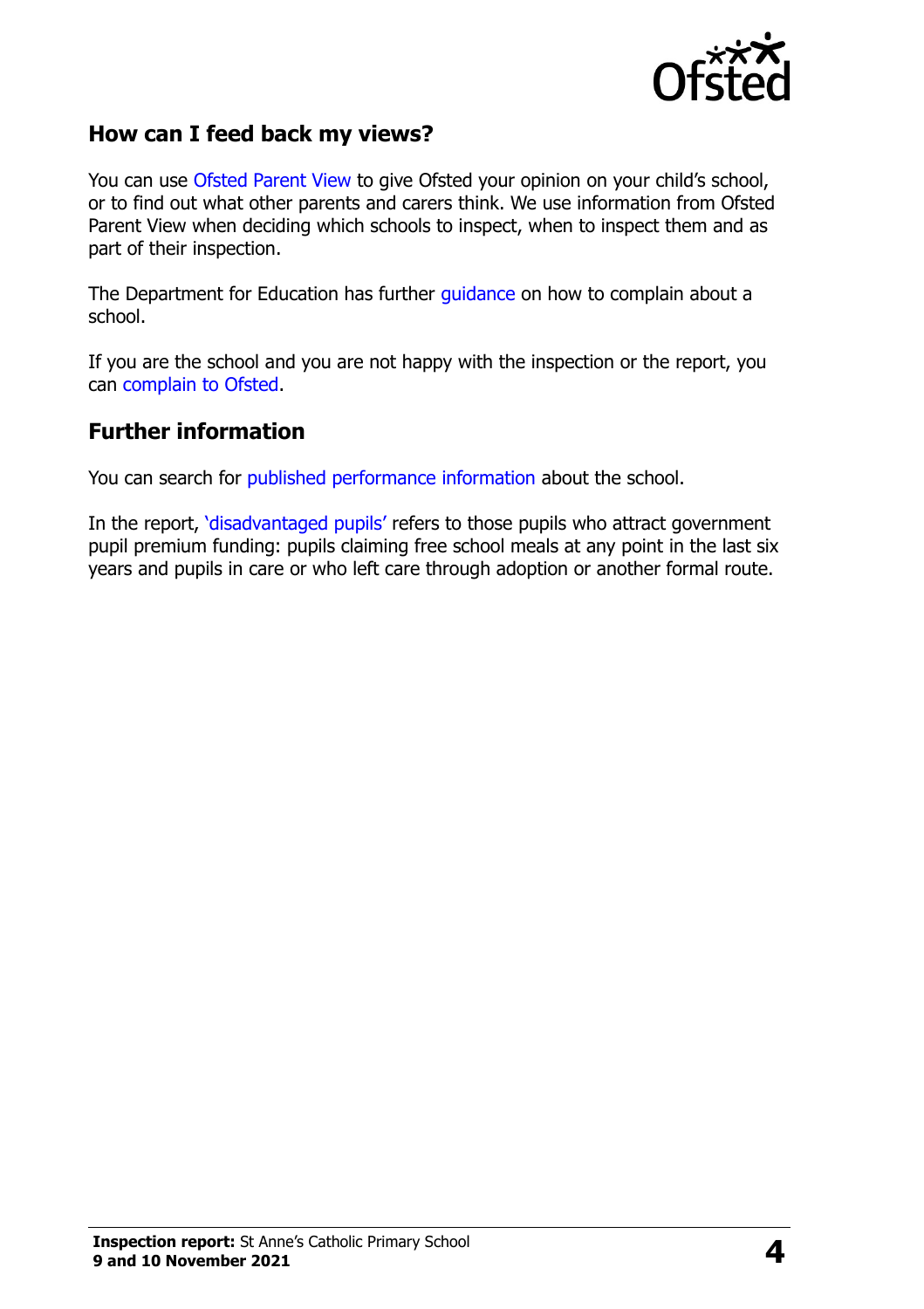## How can I feed back my views?

You can use Ofsted Parent View to give Ofsted your opinion on your child's school, or to find out what other parents and carers think. We use information from Ofsted Parent View when deciding which schools to inspect, when to inspect them and as part of their inspection.

The Department for Education has further guidance on how to complain about a school.

If you are the school and you are not happy with the inspection or the report, you can complain to Ofsted.

## Further information

You can search for published performance information about the school.

In the report, 'disadvantaged pupils' refers to those pupils who attract government pupil premium funding: pupils claiming free school meals at any point in the last six years and pupils in care or who left care through adoption or another formal route.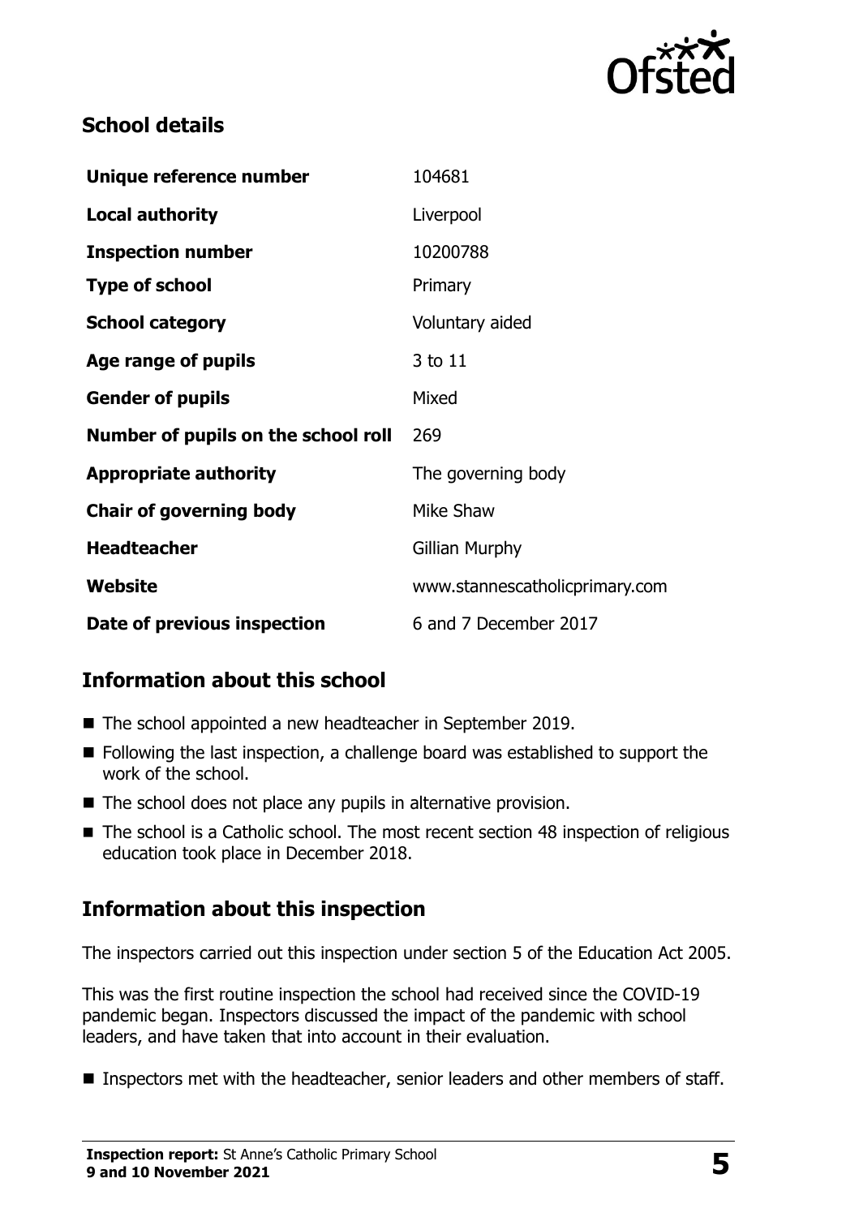## School details

| | |
|---|---|
| **Unique reference number** | 104681 |
| **Local authority** | Liverpool |
| **Inspection number** | 10200788 |
| **Type of school** | Primary |
| **School category** | Voluntary aided |
| **Age range of pupils** | 3 to 11 |
| **Gender of pupils** | Mixed |
| **Number of pupils on the school roll** | 269 |
| **Appropriate authority** | The governing body |
| **Chair of governing body** | Mike Shaw |
| **Headteacher** | Gillian Murphy |
| **Website** | www.stannescatholicprimary.com |
| **Date of previous inspection** | 6 and 7 December 2017 |

## Information about this school

- The school appointed a new headteacher in September 2019.
- Following the last inspection, a challenge board was established to support the work of the school.
- The school does not place any pupils in alternative provision.
- The school is a Catholic school. The most recent section 48 inspection of religious education took place in December 2018.

## Information about this inspection

The inspectors carried out this inspection under section 5 of the Education Act 2005.

This was the first routine inspection the school had received since the COVID-19 pandemic began. Inspectors discussed the impact of the pandemic with school leaders, and have taken that into account in their evaluation.

- Inspectors met with the headteacher, senior leaders and other members of staff.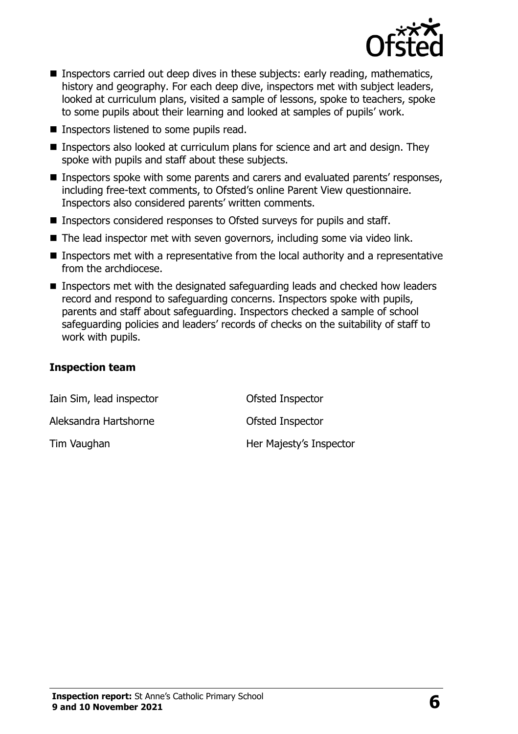- Inspectors carried out deep dives in these subjects: early reading, mathematics, history and geography. For each deep dive, inspectors met with subject leaders, looked at curriculum plans, visited a sample of lessons, spoke to teachers, spoke to some pupils about their learning and looked at samples of pupils' work.
- Inspectors listened to some pupils read.
- Inspectors also looked at curriculum plans for science and art and design. They spoke with pupils and staff about these subjects.
- Inspectors spoke with some parents and carers and evaluated parents' responses, including free-text comments, to Ofsted's online Parent View questionnaire. Inspectors also considered parents' written comments.
- Inspectors considered responses to Ofsted surveys for pupils and staff.
- The lead inspector met with seven governors, including some via video link.
- Inspectors met with a representative from the local authority and a representative from the archdiocese.
- Inspectors met with the designated safeguarding leads and checked how leaders record and respond to safeguarding concerns. Inspectors spoke with pupils, parents and staff about safeguarding. Inspectors checked a sample of school safeguarding policies and leaders' records of checks on the suitability of staff to work with pupils.

### Inspection team

| | |
|---|---|
| Iain Sim, lead inspector | Ofsted Inspector |
| Aleksandra Hartshorne | Ofsted Inspector |
| Tim Vaughan | Her Majesty's Inspector |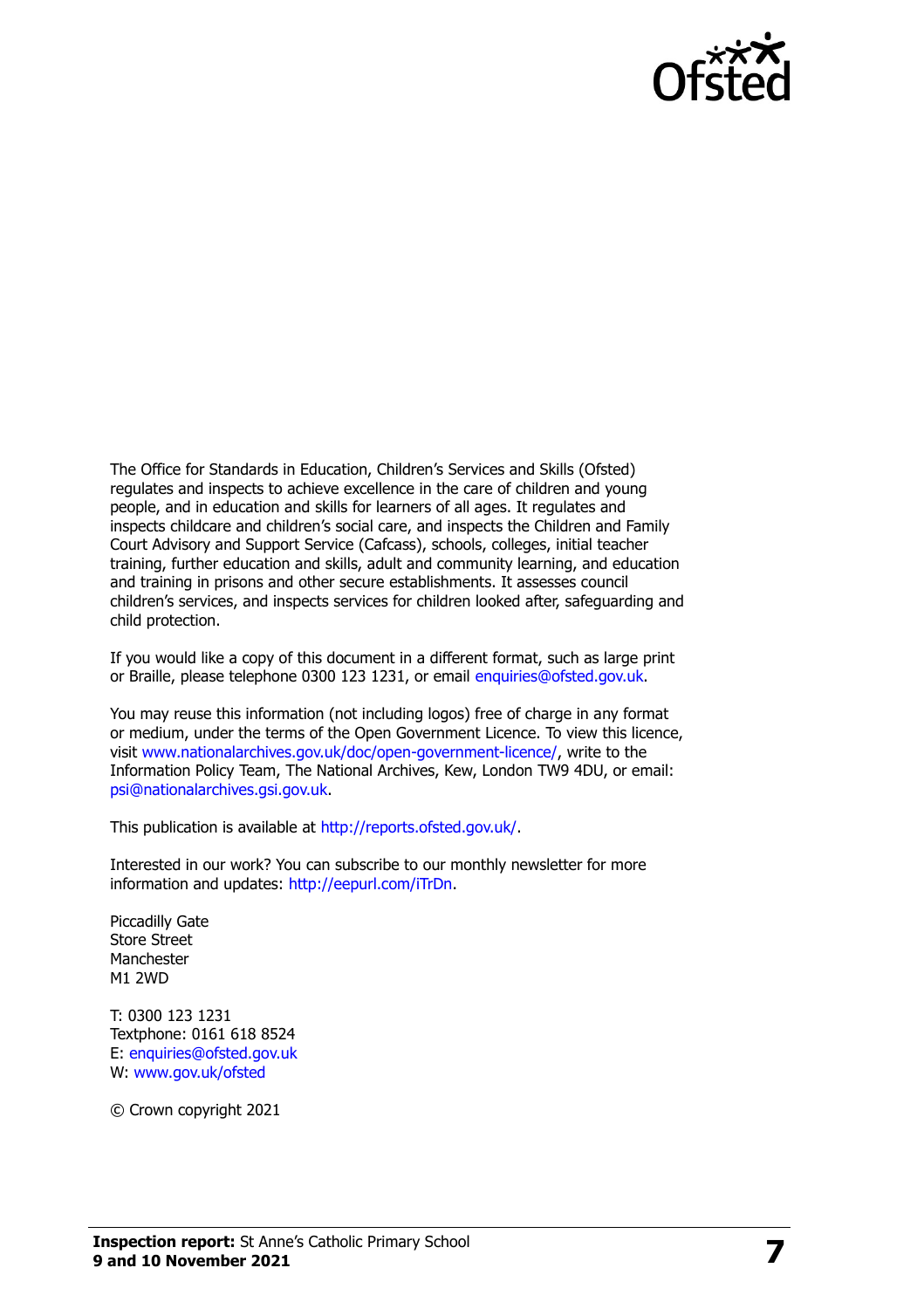The Office for Standards in Education, Children's Services and Skills (Ofsted) regulates and inspects to achieve excellence in the care of children and young people, and in education and skills for learners of all ages. It regulates and inspects childcare and children's social care, and inspects the Children and Family Court Advisory and Support Service (Cafcass), schools, colleges, initial teacher training, further education and skills, adult and community learning, and education and training in prisons and other secure establishments. It assesses council children's services, and inspects services for children looked after, safeguarding and child protection.

If you would like a copy of this document in a different format, such as large print or Braille, please telephone 0300 123 1231, or email enquiries@ofsted.gov.uk.

You may reuse this information (not including logos) free of charge in any format or medium, under the terms of the Open Government Licence. To view this licence, visit www.nationalarchives.gov.uk/doc/open-government-licence/, write to the Information Policy Team, The National Archives, Kew, London TW9 4DU, or email: psi@nationalarchives.gsi.gov.uk.

This publication is available at http://reports.ofsted.gov.uk/.

Interested in our work? You can subscribe to our monthly newsletter for more information and updates: http://eepurl.com/iTrDn.

Piccadilly Gate
Store Street
Manchester
M1 2WD

T: 0300 123 1231
Textphone: 0161 618 8524
E: enquiries@ofsted.gov.uk
W: www.gov.uk/ofsted

© Crown copyright 2021